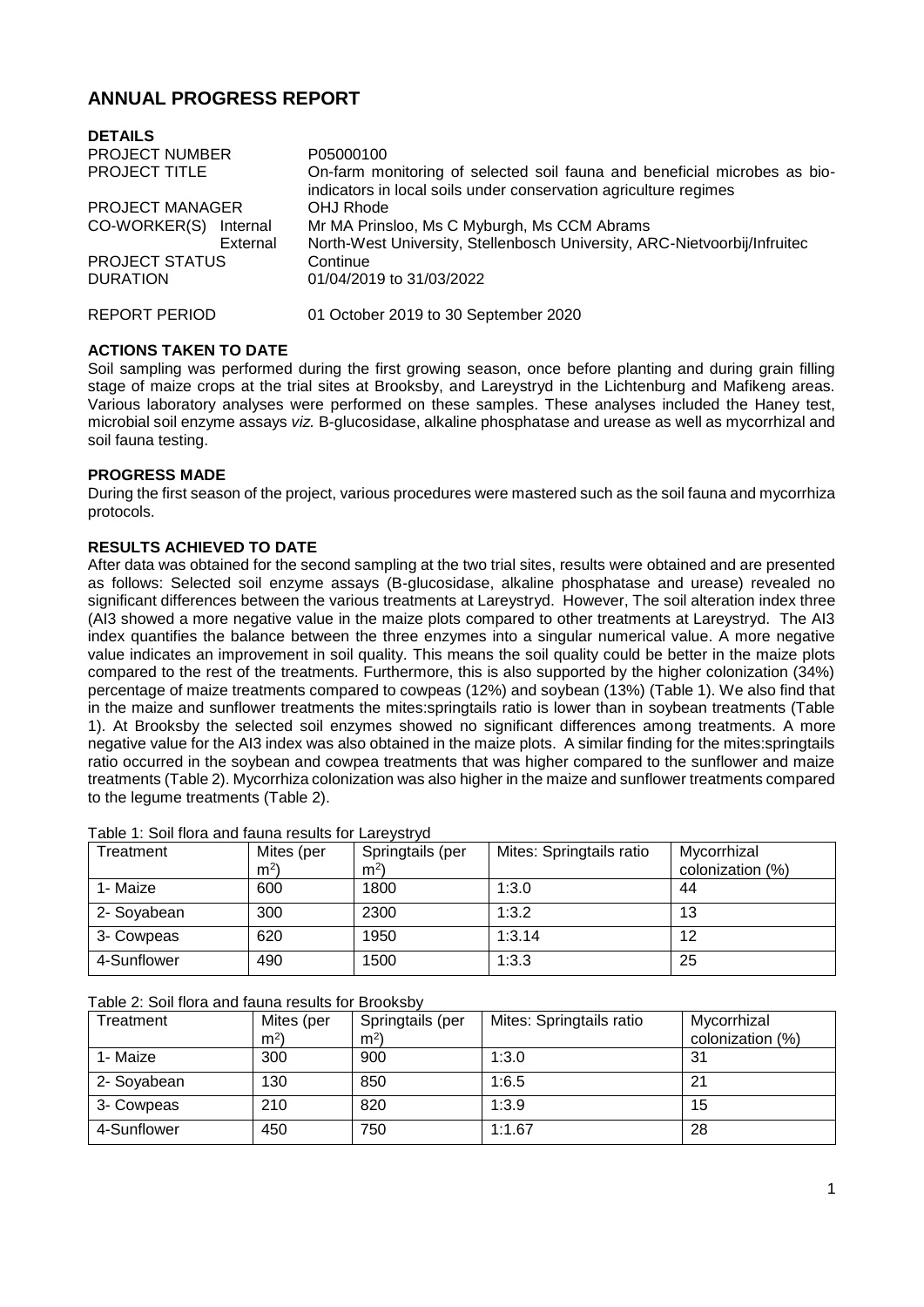# ANNUAL PROGRESS REPORT

## DETAILS

| | |
|---|---|
| PROJECT NUMBER | P05000100 |
| PROJECT TITLE | On-farm monitoring of selected soil fauna and beneficial microbes as bio-indicators in local soils under conservation agriculture regimes |
| PROJECT MANAGER | OHJ Rhode |
| CO-WORKER(S) Internal | Mr MA Prinsloo, Ms C Myburgh, Ms CCM Abrams |
| External | North-West University, Stellenbosch University, ARC-Nietvoorbij/Infruitec |
| PROJECT STATUS | Continue |
| DURATION | 01/04/2019 to 31/03/2022 |
| REPORT PERIOD | 01 October 2019 to 30 September 2020 |

## ACTIONS TAKEN TO DATE

Soil sampling was performed during the first growing season, once before planting and during grain filling stage of maize crops at the trial sites at Brooksby, and Lareystryd in the Lichtenburg and Mafikeng areas. Various laboratory analyses were performed on these samples. These analyses included the Haney test, microbial soil enzyme assays *viz.* B-glucosidase, alkaline phosphatase and urease as well as mycorrhizal and soil fauna testing.

## PROGRESS MADE

During the first season of the project, various procedures were mastered such as the soil fauna and mycorrhiza protocols.

## RESULTS ACHIEVED TO DATE

After data was obtained for the second sampling at the two trial sites, results were obtained and are presented as follows: Selected soil enzyme assays (B-glucosidase, alkaline phosphatase and urease) revealed no significant differences between the various treatments at Lareystryd. However, The soil alteration index three (AI3 showed a more negative value in the maize plots compared to other treatments at Lareystryd. The AI3 index quantifies the balance between the three enzymes into a singular numerical value. A more negative value indicates an improvement in soil quality. This means the soil quality could be better in the maize plots compared to the rest of the treatments. Furthermore, this is also supported by the higher colonization (34%) percentage of maize treatments compared to cowpeas (12%) and soybean (13%) (Table 1). We also find that in the maize and sunflower treatments the mites:springtails ratio is lower than in soybean treatments (Table 1). At Brooksby the selected soil enzymes showed no significant differences among treatments. A more negative value for the AI3 index was also obtained in the maize plots. A similar finding for the mites:springtails ratio occurred in the soybean and cowpea treatments that was higher compared to the sunflower and maize treatments (Table 2). Mycorrhiza colonization was also higher in the maize and sunflower treatments compared to the legume treatments (Table 2).

Table 1: Soil flora and fauna results for Lareystryd

| Treatment | Mites (per $m^2$) | Springtails (per $m^2$) | Mites: Springtails ratio | Mycorrhizal colonization (%) |
|---|---|---|---|---|
| 1- Maize | 600 | 1800 | 1:3.0 | 44 |
| 2- Soyabean | 300 | 2300 | 1:3.2 | 13 |
| 3- Cowpeas | 620 | 1950 | 1:3.14 | 12 |
| 4-Sunflower | 490 | 1500 | 1:3.3 | 25 |

Table 2: Soil flora and fauna results for Brooksby

| Treatment | Mites (per $m^2$) | Springtails (per $m^2$) | Mites: Springtails ratio | Mycorrhizal colonization (%) |
|---|---|---|---|---|
| 1- Maize | 300 | 900 | 1:3.0 | 31 |
| 2- Soyabean | 130 | 850 | 1:6.5 | 21 |
| 3- Cowpeas | 210 | 820 | 1:3.9 | 15 |
| 4-Sunflower | 450 | 750 | 1:1.67 | 28 |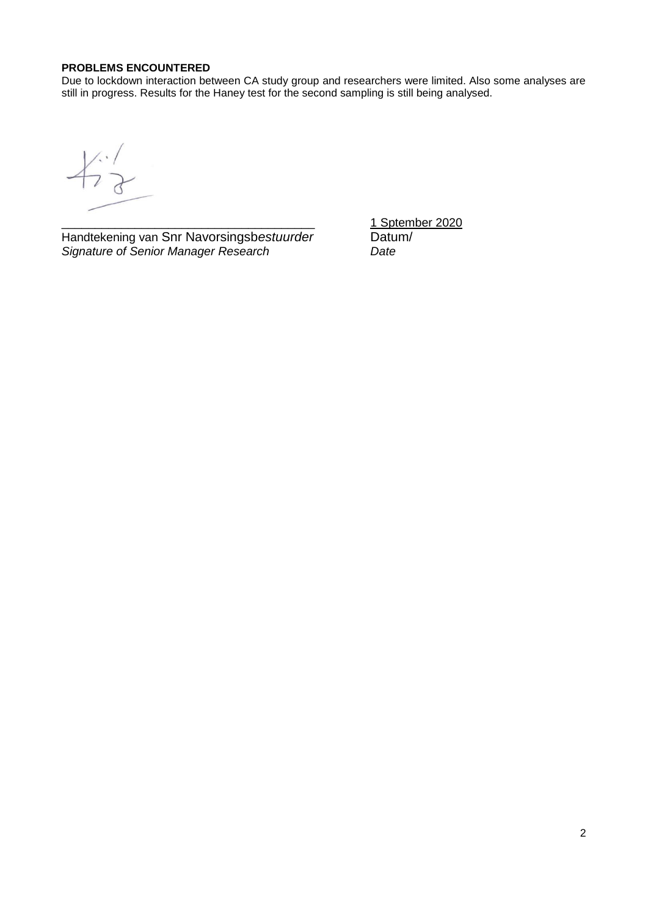**PROBLEMS ENCOUNTERED**

Due to lockdown interaction between CA study group and researchers were limited. Also some analyses are still in progress. Results for the Haney test for the second sampling is still being analysed.

\_\_\_\_\_\_\_\_\_\_\_\_\_\_\_\_\_\_\_\_\_\_\_\_\_\_\_\_\_\_\_\_\_\_\_\_\_\_ 1 Sptember 2020

Handtekening van Snr Navorsingsb*estuurder* Datum/

*Signature of Senior Manager Research* *Date*